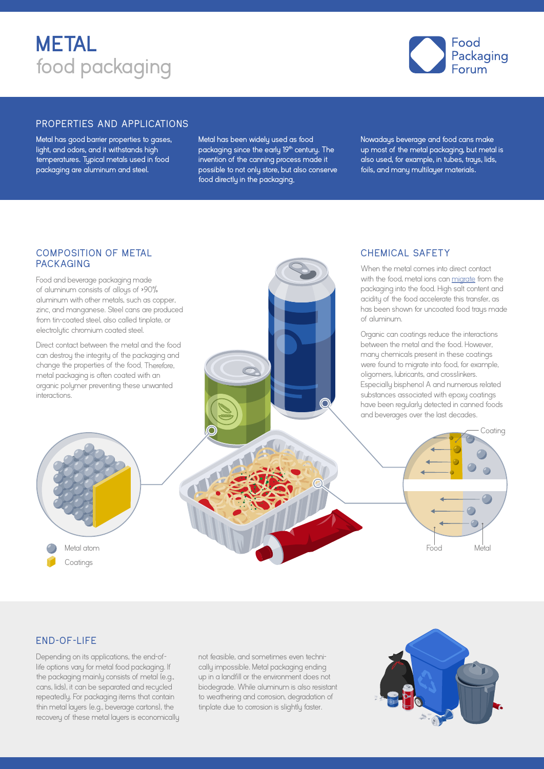# METAL food packaging

Food Packaging Forum

## PROPERTIES AND APPLICATIONS

Metal has good barrier properties to gases, light, and odors, and it withstands high temperatures. Typical metals used in food packaging are aluminum and steel.

Metal has been widely used as food packaging since the early 19th century. The invention of the canning process made it possible to not only store, but also conserve food directly in the packaging.

Nowadays beverage and food cans make up most of the metal packaging, but metal is also used, for example, in tubes, trays, lids, foils, and many multilayer materials.

## COMPOSITION OF METAL PACKAGING

Food and beverage packaging made of aluminum consists of alloys of >90% aluminum with other metals, such as copper, zinc, and manganese. Steel cans are produced from tin-coated steel, also called tinplate, or electrolytic chromium coated steel.

Direct contact between the metal and the food can destroy the integrity of the packaging and change the properties of the food. Therefore, metal packaging is often coated with an organic polymer preventing these unwanted interactions.

Metal atom

Coatings

## CHEMICAL SAFETY

When the metal comes into direct contact with the food, metal ions can migrate from the packaging into the food. High salt content and acidity of the food accelerate this transfer, as has been shown for uncoated food trays made of aluminum.

Organic can coatings reduce the interactions between the metal and the food. However, many chemicals present in these coatings were found to migrate into food, for example, oligomers, lubricants, and crosslinkers. Especially bisphenol A and numerous related substances associated with epoxy coatings have been regularly detected in canned foods and beverages over the last decades.

Coating

Food

Metal

## END-OF-LIFE

Depending on its applications, the end-of-life options vary for metal food packaging. If the packaging mainly consists of metal (e.g., cans, lids), it can be separated and recycled repeatedly. For packaging items that contain thin metal layers (e.g., beverage cartons), the recovery of these metal layers is economically not feasible, and sometimes even technically impossible. Metal packaging ending up in a landfill or the environment does not biodegrade. While aluminum is also resistant to weathering and corrosion, degradation of tinplate due to corrosion is slightly faster.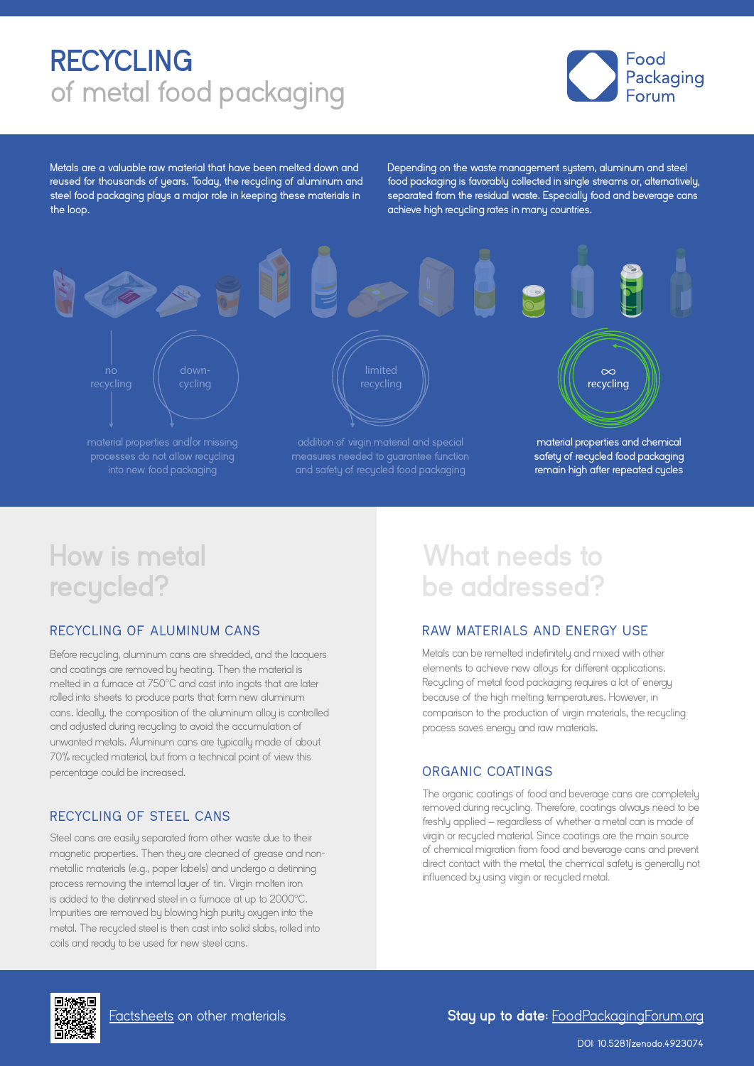# RECYCLING
## of metal food packaging

Food Packaging Forum

Metals are a valuable raw material that have been melted down and reused for thousands of years. Today, the recycling of aluminum and steel food packaging plays a major role in keeping these materials in the loop.

Depending on the waste management system, aluminum and steel food packaging is favorably collected in single streams or, alternatively, separated from the residual waste. Especially food and beverage cans achieve high recycling rates in many countries.

no recycling

down-cycling

material properties and/or missing processes do not allow recycling into new food packaging

limited recycling

addition of virgin material and special measures needed to guarantee function and safety of recycled food packaging

∞ recycling

material properties and chemical safety of recycled food packaging remain high after repeated cycles

## How is metal recycled?

### RECYCLING OF ALUMINUM CANS

Before recycling, aluminum cans are shredded, and the lacquers and coatings are removed by heating. Then the material is melted in a furnace at 750°C and cast into ingots that are later rolled into sheets to produce parts that form new aluminum cans. Ideally, the composition of the aluminum alloy is controlled and adjusted during recycling to avoid the accumulation of unwanted metals. Aluminum cans are typically made of about 70% recycled material, but from a technical point of view this percentage could be increased.

### RECYCLING OF STEEL CANS

Steel cans are easily separated from other waste due to their magnetic properties. Then they are cleaned of grease and non-metallic materials (e.g., paper labels) and undergo a detinning process removing the internal layer of tin. Virgin molten iron is added to the detinned steel in a furnace at up to 2000°C. Impurities are removed by blowing high purity oxygen into the metal. The recycled steel is then cast into solid slabs, rolled into coils and ready to be used for new steel cans.

## What needs to be addressed?

### RAW MATERIALS AND ENERGY USE

Metals can be remelted indefinitely and mixed with other elements to achieve new alloys for different applications. Recycling of metal food packaging requires a lot of energy because of the high melting temperatures. However, in comparison to the production of virgin materials, the recycling process saves energy and raw materials.

### ORGANIC COATINGS

The organic coatings of food and beverage cans are completely removed during recycling. Therefore, coatings always need to be freshly applied – regardless of whether a metal can is made of virgin or recycled material. Since coatings are the main source of chemical migration from food and beverage cans and prevent direct contact with the metal, the chemical safety is generally not influenced by using virgin or recycled metal.

Factsheets on other materials

**Stay up to date:** FoodPackagingForum.org

DOI: 10.5281/zenodo.4923074